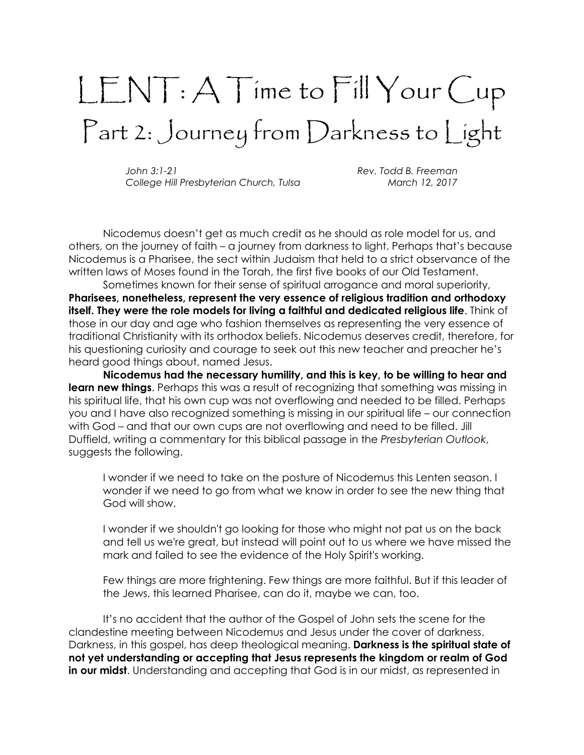# LENT: A Time to Fill Your Cup

## Part 2: Journey from Darkness to Light

*John 3:1-21* — *Rev. Todd B. Freeman*
*College Hill Presbyterian Church, Tulsa* — *March 12, 2017*

Nicodemus doesn't get as much credit as he should as role model for us, and others, on the journey of faith – a journey from darkness to light. Perhaps that's because Nicodemus is a Pharisee, the sect within Judaism that held to a strict observance of the written laws of Moses found in the Torah, the first five books of our Old Testament.

Sometimes known for their sense of spiritual arrogance and moral superiority, **Pharisees, nonetheless, represent the very essence of religious tradition and orthodoxy itself. They were the role models for living a faithful and dedicated religious life**. Think of those in our day and age who fashion themselves as representing the very essence of traditional Christianity with its orthodox beliefs. Nicodemus deserves credit, therefore, for his questioning curiosity and courage to seek out this new teacher and preacher he's heard good things about, named Jesus.

**Nicodemus had the necessary humility, and this is key, to be willing to hear and learn new things**. Perhaps this was a result of recognizing that something was missing in his spiritual life, that his own cup was not overflowing and needed to be filled. Perhaps you and I have also recognized something is missing in our spiritual life – our connection with God – and that our own cups are not overflowing and need to be filled. Jill Duffield, writing a commentary for this biblical passage in the *Presbyterian Outlook*, suggests the following.

> I wonder if we need to take on the posture of Nicodemus this Lenten season. I wonder if we need to go from what we know in order to see the new thing that God will show.
>
> I wonder if we shouldn't go looking for those who might not pat us on the back and tell us we're great, but instead will point out to us where we have missed the mark and failed to see the evidence of the Holy Spirit's working.
>
> Few things are more frightening. Few things are more faithful. But if this leader of the Jews, this learned Pharisee, can do it, maybe we can, too.

It's no accident that the author of the Gospel of John sets the scene for the clandestine meeting between Nicodemus and Jesus under the cover of darkness. Darkness, in this gospel, has deep theological meaning. **Darkness is the spiritual state of not yet understanding or accepting that Jesus represents the kingdom or realm of God in our midst**. Understanding and accepting that God is in our midst, as represented in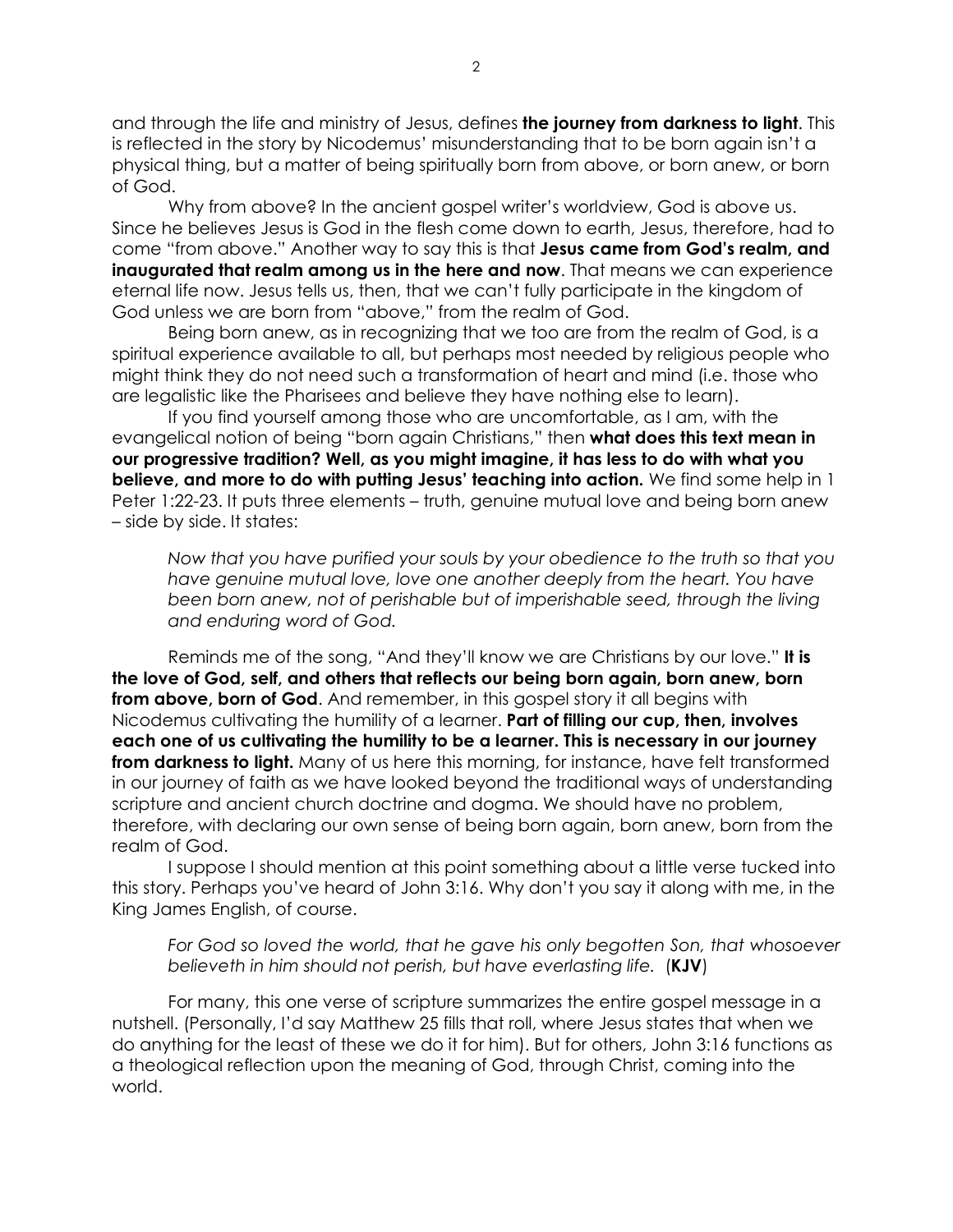and through the life and ministry of Jesus, defines **the journey from darkness to light**. This is reflected in the story by Nicodemus' misunderstanding that to be born again isn't a physical thing, but a matter of being spiritually born from above, or born anew, or born of God.

Why from above? In the ancient gospel writer's worldview, God is above us. Since he believes Jesus is God in the flesh come down to earth, Jesus, therefore, had to come "from above." Another way to say this is that **Jesus came from God's realm, and inaugurated that realm among us in the here and now**. That means we can experience eternal life now. Jesus tells us, then, that we can't fully participate in the kingdom of God unless we are born from "above," from the realm of God.

Being born anew, as in recognizing that we too are from the realm of God, is a spiritual experience available to all, but perhaps most needed by religious people who might think they do not need such a transformation of heart and mind (i.e. those who are legalistic like the Pharisees and believe they have nothing else to learn).

If you find yourself among those who are uncomfortable, as I am, with the evangelical notion of being "born again Christians," then **what does this text mean in our progressive tradition? Well, as you might imagine, it has less to do with what you believe, and more to do with putting Jesus' teaching into action.** We find some help in 1 Peter 1:22-23. It puts three elements – truth, genuine mutual love and being born anew – side by side. It states:

> *Now that you have purified your souls by your obedience to the truth so that you have genuine mutual love, love one another deeply from the heart. You have been born anew, not of perishable but of imperishable seed, through the living and enduring word of God.*

Reminds me of the song, "And they'll know we are Christians by our love." **It is the love of God, self, and others that reflects our being born again, born anew, born from above, born of God**. And remember, in this gospel story it all begins with Nicodemus cultivating the humility of a learner. **Part of filling our cup, then, involves each one of us cultivating the humility to be a learner. This is necessary in our journey from darkness to light.** Many of us here this morning, for instance, have felt transformed in our journey of faith as we have looked beyond the traditional ways of understanding scripture and ancient church doctrine and dogma. We should have no problem, therefore, with declaring our own sense of being born again, born anew, born from the realm of God.

I suppose I should mention at this point something about a little verse tucked into this story. Perhaps you've heard of John 3:16. Why don't you say it along with me, in the King James English, of course.

> *For God so loved the world, that he gave his only begotten Son, that whosoever believeth in him should not perish, but have everlasting life.* (**KJV**)

For many, this one verse of scripture summarizes the entire gospel message in a nutshell. (Personally, I'd say Matthew 25 fills that roll, where Jesus states that when we do anything for the least of these we do it for him). But for others, John 3:16 functions as a theological reflection upon the meaning of God, through Christ, coming into the world.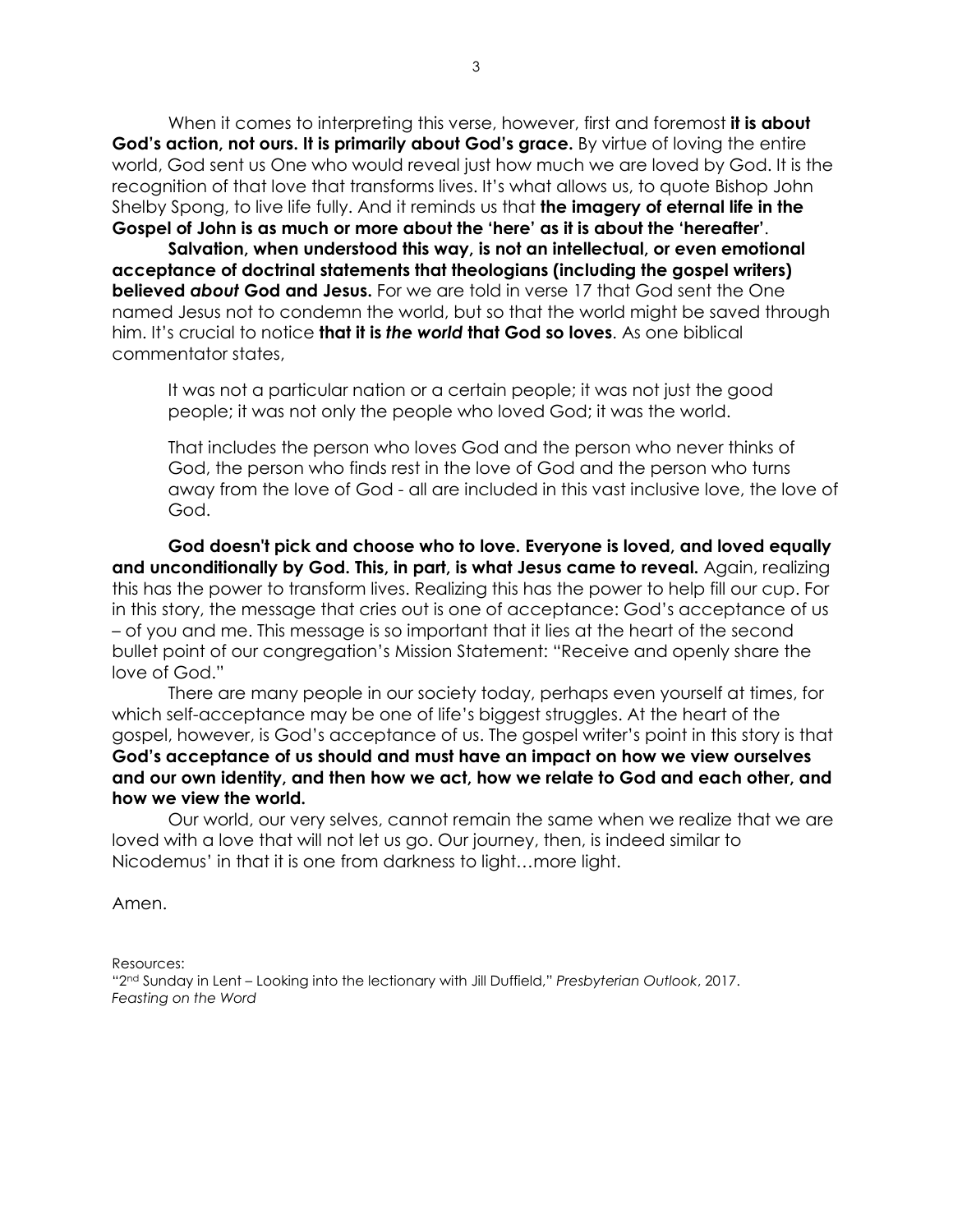When it comes to interpreting this verse, however, first and foremost **it is about God's action, not ours. It is primarily about God's grace.** By virtue of loving the entire world, God sent us One who would reveal just how much we are loved by God. It is the recognition of that love that transforms lives. It's what allows us, to quote Bishop John Shelby Spong, to live life fully. And it reminds us that **the imagery of eternal life in the Gospel of John is as much or more about the 'here' as it is about the 'hereafter'**.

**Salvation, when understood this way, is not an intellectual, or even emotional acceptance of doctrinal statements that theologians (including the gospel writers) believed *about* God and Jesus.** For we are told in verse 17 that God sent the One named Jesus not to condemn the world, but so that the world might be saved through him. It's crucial to notice **that it is *the world* that God so loves**. As one biblical commentator states,

> It was not a particular nation or a certain people; it was not just the good people; it was not only the people who loved God; it was the world.
>
> That includes the person who loves God and the person who never thinks of God, the person who finds rest in the love of God and the person who turns away from the love of God - all are included in this vast inclusive love, the love of God.

**God doesn't pick and choose who to love. Everyone is loved, and loved equally and unconditionally by God. This, in part, is what Jesus came to reveal.** Again, realizing this has the power to transform lives. Realizing this has the power to help fill our cup. For in this story, the message that cries out is one of acceptance: God's acceptance of us – of you and me. This message is so important that it lies at the heart of the second bullet point of our congregation's Mission Statement: "Receive and openly share the love of God."

There are many people in our society today, perhaps even yourself at times, for which self-acceptance may be one of life's biggest struggles. At the heart of the gospel, however, is God's acceptance of us. The gospel writer's point in this story is that **God's acceptance of us should and must have an impact on how we view ourselves and our own identity, and then how we act, how we relate to God and each other, and how we view the world.**

Our world, our very selves, cannot remain the same when we realize that we are loved with a love that will not let us go. Our journey, then, is indeed similar to Nicodemus' in that it is one from darkness to light…more light.

Amen.

Resources:
"2nd Sunday in Lent – Looking into the lectionary with Jill Duffield," *Presbyterian Outlook*, 2017.
*Feasting on the Word*